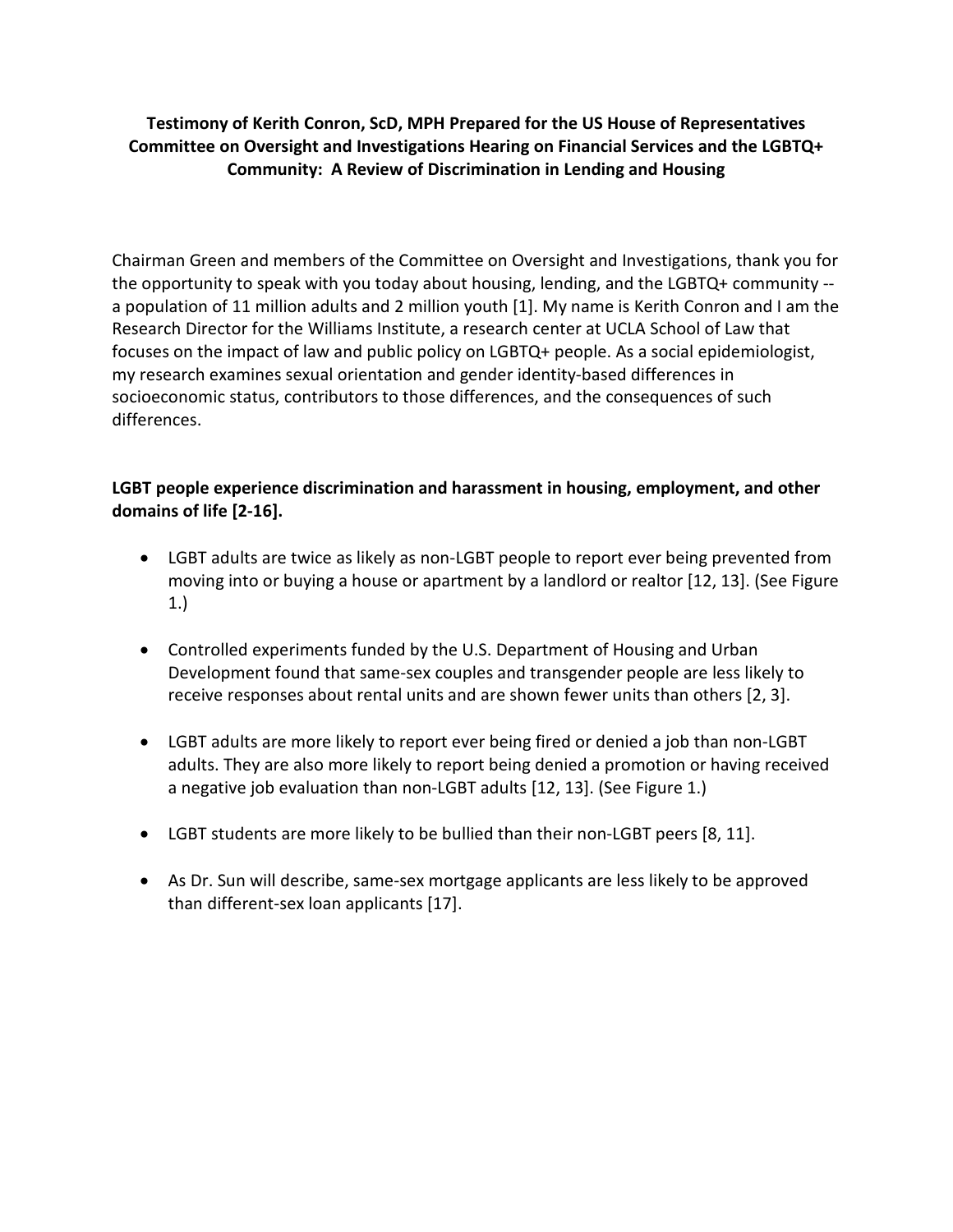# Testimony of Kerith Conron, ScD, MPH Prepared for the US House of Representatives Committee on Oversight and Investigations Hearing on Financial Services and the LGBTQ+ Community: A Review of Discrimination in Lending and Housing

Chairman Green and members of the Committee on Oversight and Investigations, thank you for the opportunity to speak with you today about housing, lending, and the LGBTQ+ community -- a population of 11 million adults and 2 million youth [1]. My name is Kerith Conron and I am the Research Director for the Williams Institute, a research center at UCLA School of Law that focuses on the impact of law and public policy on LGBTQ+ people. As a social epidemiologist, my research examines sexual orientation and gender identity-based differences in socioeconomic status, contributors to those differences, and the consequences of such differences.

**LGBT people experience discrimination and harassment in housing, employment, and other domains of life [2-16].**

- LGBT adults are twice as likely as non-LGBT people to report ever being prevented from moving into or buying a house or apartment by a landlord or realtor [12, 13]. (See Figure 1.)
- Controlled experiments funded by the U.S. Department of Housing and Urban Development found that same-sex couples and transgender people are less likely to receive responses about rental units and are shown fewer units than others [2, 3].
- LGBT adults are more likely to report ever being fired or denied a job than non-LGBT adults. They are also more likely to report being denied a promotion or having received a negative job evaluation than non-LGBT adults [12, 13]. (See Figure 1.)
- LGBT students are more likely to be bullied than their non-LGBT peers [8, 11].
- As Dr. Sun will describe, same-sex mortgage applicants are less likely to be approved than different-sex loan applicants [17].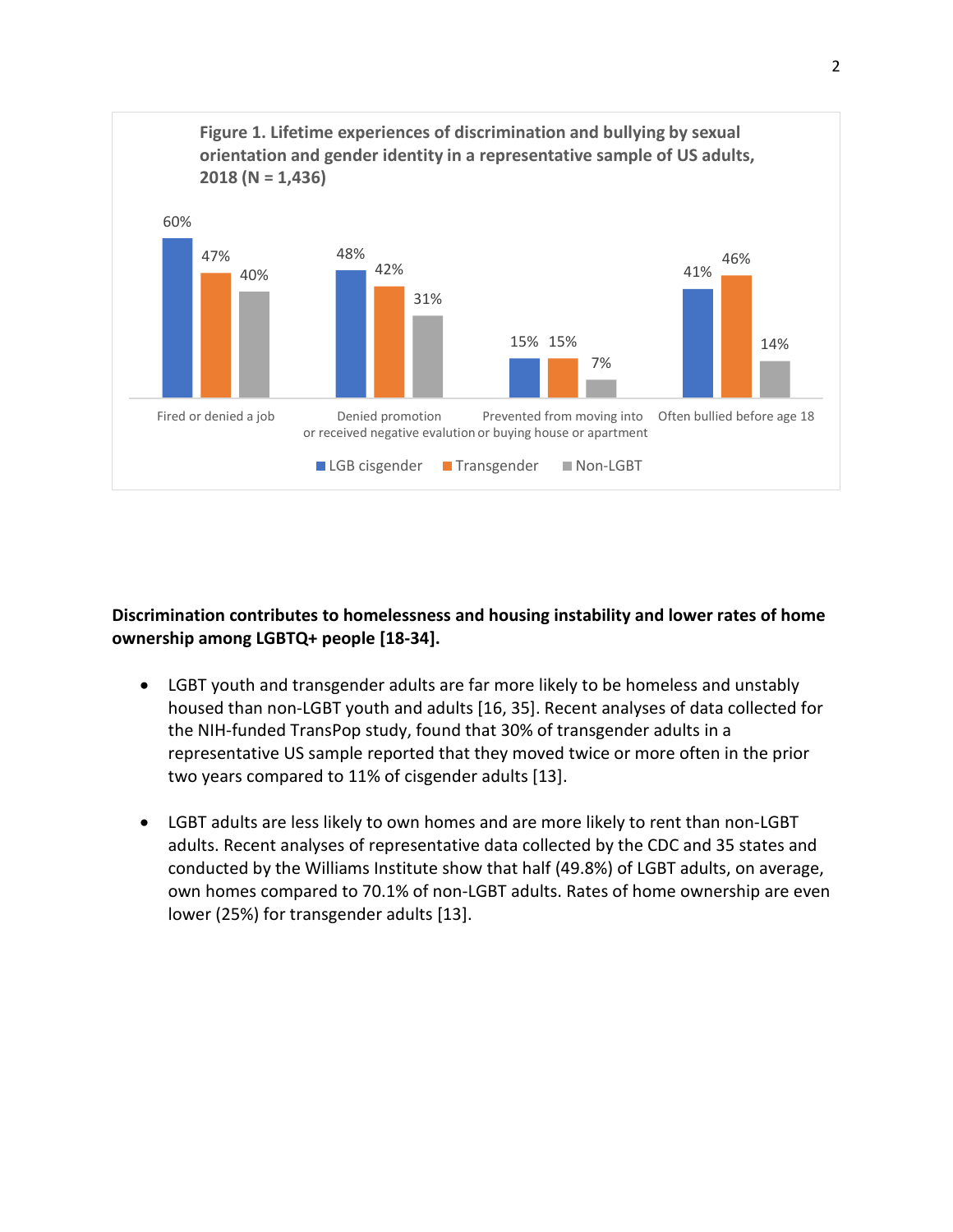**Figure 1. Lifetime experiences of discrimination and bullying by sexual orientation and gender identity in a representative sample of US adults, 2018 (N = 1,436)**

| | LGB cisgender | Transgender | Non-LGBT |
|---|---|---|---|
| Fired or denied a job | 60% | 47% | 40% |
| Denied promotion or received negative evalution | 48% | 42% | 31% |
| Prevented from moving into or buying house or apartment | 15% | 15% | 7% |
| Often bullied before age 18 | 41% | 46% | 14% |

**Discrimination contributes to homelessness and housing instability and lower rates of home ownership among LGBTQ+ people [18-34].**

- LGBT youth and transgender adults are far more likely to be homeless and unstably housed than non-LGBT youth and adults [16, 35]. Recent analyses of data collected for the NIH-funded TransPop study, found that 30% of transgender adults in a representative US sample reported that they moved twice or more often in the prior two years compared to 11% of cisgender adults [13].

- LGBT adults are less likely to own homes and are more likely to rent than non-LGBT adults. Recent analyses of representative data collected by the CDC and 35 states and conducted by the Williams Institute show that half (49.8%) of LGBT adults, on average, own homes compared to 70.1% of non-LGBT adults. Rates of home ownership are even lower (25%) for transgender adults [13].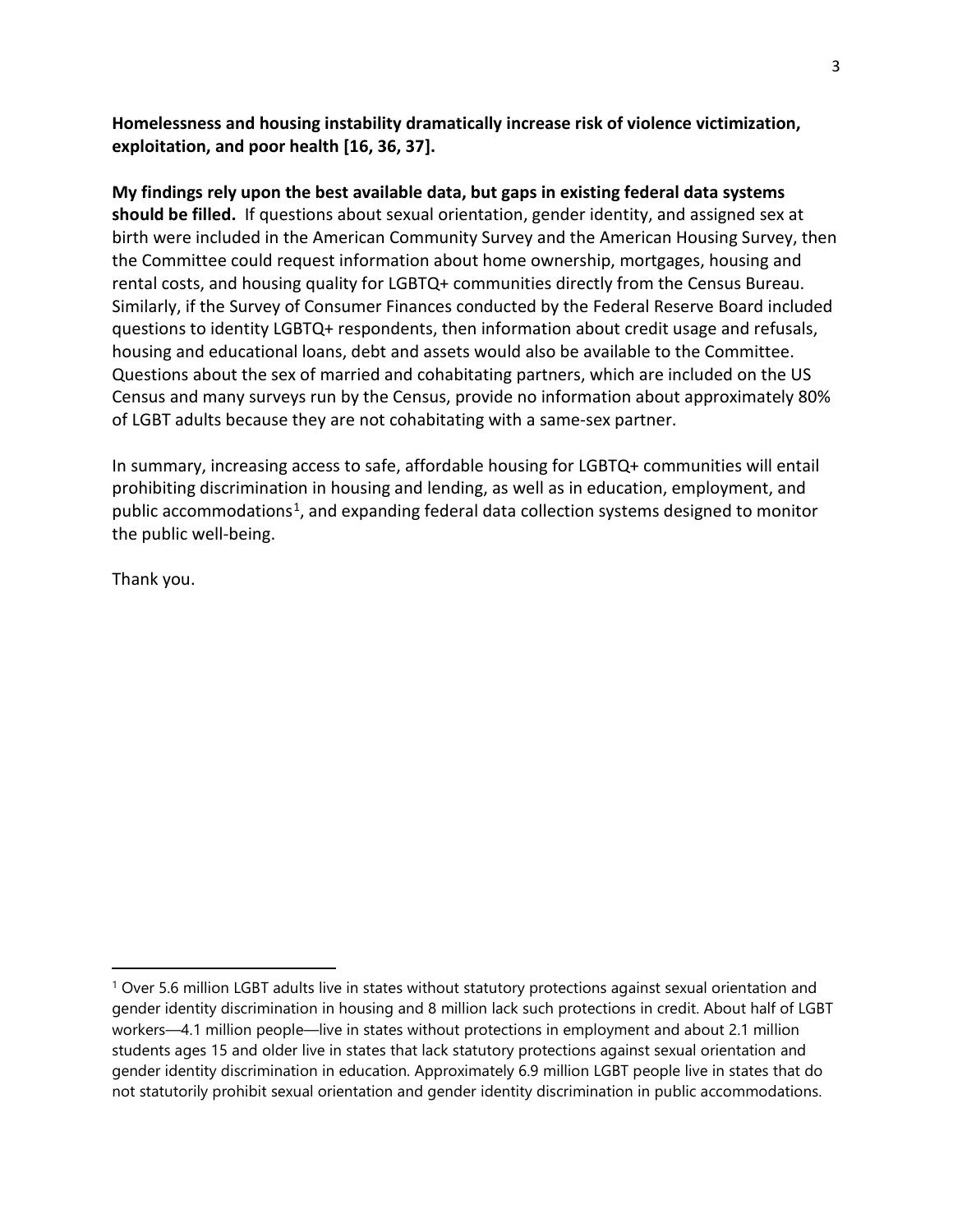**Homelessness and housing instability dramatically increase risk of violence victimization, exploitation, and poor health [16, 36, 37].**

**My findings rely upon the best available data, but gaps in existing federal data systems should be filled.** If questions about sexual orientation, gender identity, and assigned sex at birth were included in the American Community Survey and the American Housing Survey, then the Committee could request information about home ownership, mortgages, housing and rental costs, and housing quality for LGBTQ+ communities directly from the Census Bureau. Similarly, if the Survey of Consumer Finances conducted by the Federal Reserve Board included questions to identity LGBTQ+ respondents, then information about credit usage and refusals, housing and educational loans, debt and assets would also be available to the Committee. Questions about the sex of married and cohabitating partners, which are included on the US Census and many surveys run by the Census, provide no information about approximately 80% of LGBT adults because they are not cohabitating with a same-sex partner.

In summary, increasing access to safe, affordable housing for LGBTQ+ communities will entail prohibiting discrimination in housing and lending, as well as in education, employment, and public accommodations[1], and expanding federal data collection systems designed to monitor the public well-being.

Thank you.

[1] Over 5.6 million LGBT adults live in states without statutory protections against sexual orientation and gender identity discrimination in housing and 8 million lack such protections in credit. About half of LGBT workers—4.1 million people—live in states without protections in employment and about 2.1 million students ages 15 and older live in states that lack statutory protections against sexual orientation and gender identity discrimination in education. Approximately 6.9 million LGBT people live in states that do not statutorily prohibit sexual orientation and gender identity discrimination in public accommodations.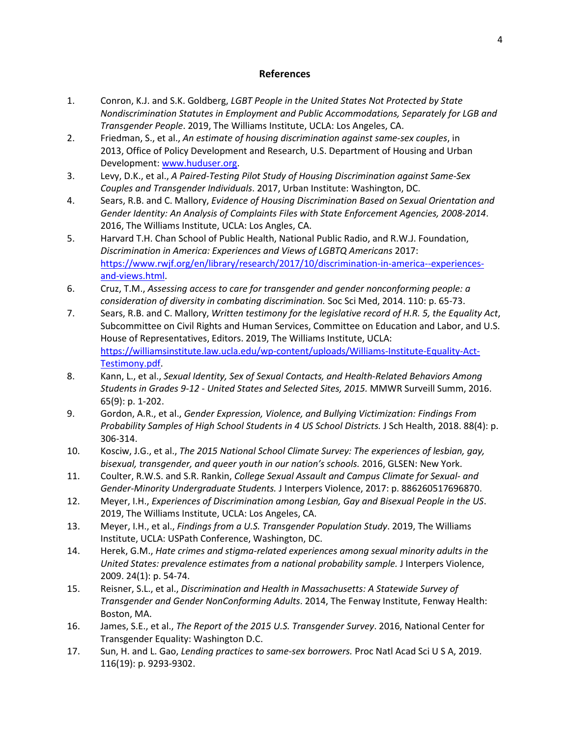## References

1. Conron, K.J. and S.K. Goldberg, *LGBT People in the United States Not Protected by State Nondiscrimination Statutes in Employment and Public Accommodations, Separately for LGB and Transgender People*. 2019, The Williams Institute, UCLA: Los Angeles, CA.
2. Friedman, S., et al., *An estimate of housing discrimination against same-sex couples*, in 2013, Office of Policy Development and Research, U.S. Department of Housing and Urban Development: [www.huduser.org](www.huduser.org).
3. Levy, D.K., et al., *A Paired-Testing Pilot Study of Housing Discrimination against Same-Sex Couples and Transgender Individuals*. 2017, Urban Institute: Washington, DC.
4. Sears, R.B. and C. Mallory, *Evidence of Housing Discrimination Based on Sexual Orientation and Gender Identity: An Analysis of Complaints Files with State Enforcement Agencies, 2008-2014*. 2016, The Williams Institute, UCLA: Los Angles, CA.
5. Harvard T.H. Chan School of Public Health, National Public Radio, and R.W.J. Foundation, *Discrimination in America: Experiences and Views of LGBTQ Americans* 2017: [https://www.rwjf.org/en/library/research/2017/10/discrimination-in-america--experiences-and-views.html](https://www.rwjf.org/en/library/research/2017/10/discrimination-in-america--experiences-and-views.html).
6. Cruz, T.M., *Assessing access to care for transgender and gender nonconforming people: a consideration of diversity in combating discrimination.* Soc Sci Med, 2014. 110: p. 65-73.
7. Sears, R.B. and C. Mallory, *Written testimony for the legislative record of H.R. 5, the Equality Act*, Subcommittee on Civil Rights and Human Services, Committee on Education and Labor, and U.S. House of Representatives, Editors. 2019, The Williams Institute, UCLA: [https://williamsinstitute.law.ucla.edu/wp-content/uploads/Williams-Institute-Equality-Act-Testimony.pdf](https://williamsinstitute.law.ucla.edu/wp-content/uploads/Williams-Institute-Equality-Act-Testimony.pdf).
8. Kann, L., et al., *Sexual Identity, Sex of Sexual Contacts, and Health-Related Behaviors Among Students in Grades 9-12 - United States and Selected Sites, 2015.* MMWR Surveill Summ, 2016. 65(9): p. 1-202.
9. Gordon, A.R., et al., *Gender Expression, Violence, and Bullying Victimization: Findings From Probability Samples of High School Students in 4 US School Districts.* J Sch Health, 2018. 88(4): p. 306-314.
10. Kosciw, J.G., et al., *The 2015 National School Climate Survey: The experiences of lesbian, gay, bisexual, transgender, and queer youth in our nation's schools.* 2016, GLSEN: New York.
11. Coulter, R.W.S. and S.R. Rankin, *College Sexual Assault and Campus Climate for Sexual- and Gender-Minority Undergraduate Students.* J Interpers Violence, 2017: p. 886260517696870.
12. Meyer, I.H., *Experiences of Discrimination among Lesbian, Gay and Bisexual People in the US*. 2019, The Williams Institute, UCLA: Los Angeles, CA.
13. Meyer, I.H., et al., *Findings from a U.S. Transgender Population Study*. 2019, The Williams Institute, UCLA: USPath Conference, Washington, DC.
14. Herek, G.M., *Hate crimes and stigma-related experiences among sexual minority adults in the United States: prevalence estimates from a national probability sample.* J Interpers Violence, 2009. 24(1): p. 54-74.
15. Reisner, S.L., et al., *Discrimination and Health in Massachusetts: A Statewide Survey of Transgender and Gender NonConforming Adults*. 2014, The Fenway Institute, Fenway Health: Boston, MA.
16. James, S.E., et al., *The Report of the 2015 U.S. Transgender Survey*. 2016, National Center for Transgender Equality: Washington D.C.
17. Sun, H. and L. Gao, *Lending practices to same-sex borrowers.* Proc Natl Acad Sci U S A, 2019. 116(19): p. 9293-9302.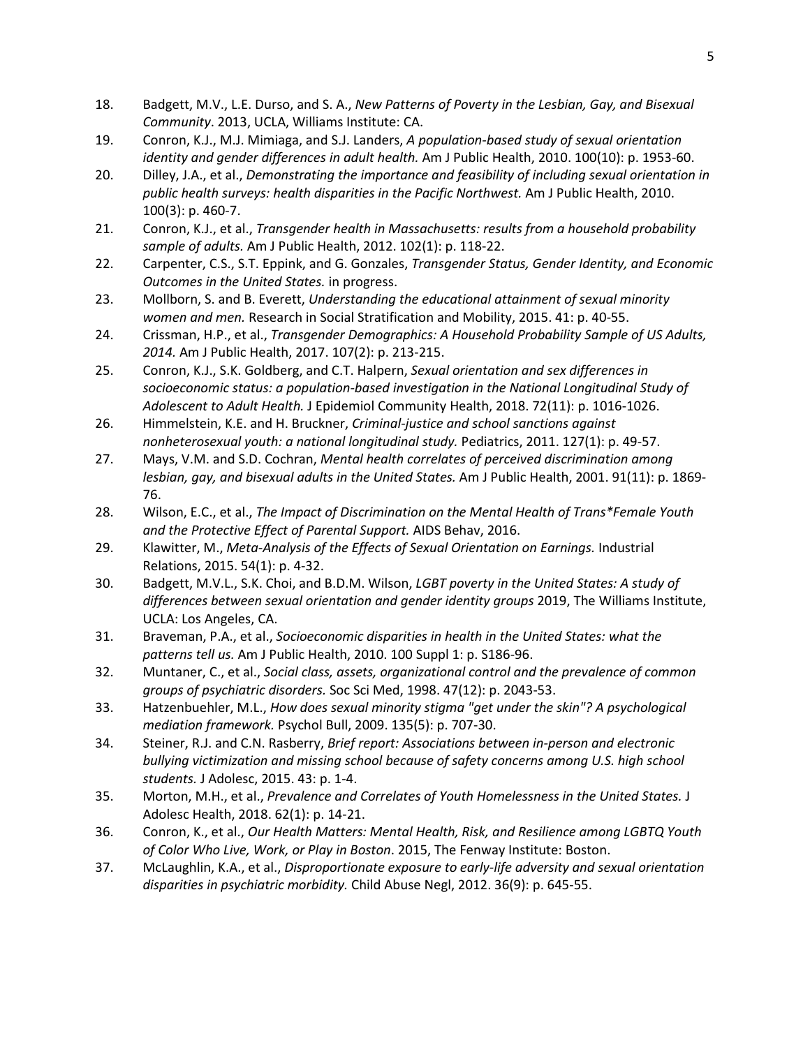18. Badgett, M.V., L.E. Durso, and S. A., *New Patterns of Poverty in the Lesbian, Gay, and Bisexual Community*. 2013, UCLA, Williams Institute: CA.
19. Conron, K.J., M.J. Mimiaga, and S.J. Landers, *A population-based study of sexual orientation identity and gender differences in adult health.* Am J Public Health, 2010. 100(10): p. 1953-60.
20. Dilley, J.A., et al., *Demonstrating the importance and feasibility of including sexual orientation in public health surveys: health disparities in the Pacific Northwest.* Am J Public Health, 2010. 100(3): p. 460-7.
21. Conron, K.J., et al., *Transgender health in Massachusetts: results from a household probability sample of adults.* Am J Public Health, 2012. 102(1): p. 118-22.
22. Carpenter, C.S., S.T. Eppink, and G. Gonzales, *Transgender Status, Gender Identity, and Economic Outcomes in the United States.* in progress.
23. Mollborn, S. and B. Everett, *Understanding the educational attainment of sexual minority women and men.* Research in Social Stratification and Mobility, 2015. 41: p. 40-55.
24. Crissman, H.P., et al., *Transgender Demographics: A Household Probability Sample of US Adults, 2014.* Am J Public Health, 2017. 107(2): p. 213-215.
25. Conron, K.J., S.K. Goldberg, and C.T. Halpern, *Sexual orientation and sex differences in socioeconomic status: a population-based investigation in the National Longitudinal Study of Adolescent to Adult Health.* J Epidemiol Community Health, 2018. 72(11): p. 1016-1026.
26. Himmelstein, K.E. and H. Bruckner, *Criminal-justice and school sanctions against nonheterosexual youth: a national longitudinal study.* Pediatrics, 2011. 127(1): p. 49-57.
27. Mays, V.M. and S.D. Cochran, *Mental health correlates of perceived discrimination among lesbian, gay, and bisexual adults in the United States.* Am J Public Health, 2001. 91(11): p. 1869-76.
28. Wilson, E.C., et al., *The Impact of Discrimination on the Mental Health of Trans*Female Youth and the Protective Effect of Parental Support.* AIDS Behav, 2016.
29. Klawitter, M., *Meta-Analysis of the Effects of Sexual Orientation on Earnings.* Industrial Relations, 2015. 54(1): p. 4-32.
30. Badgett, M.V.L., S.K. Choi, and B.D.M. Wilson, *LGBT poverty in the United States: A study of differences between sexual orientation and gender identity groups* 2019, The Williams Institute, UCLA: Los Angeles, CA.
31. Braveman, P.A., et al., *Socioeconomic disparities in health in the United States: what the patterns tell us.* Am J Public Health, 2010. 100 Suppl 1: p. S186-96.
32. Muntaner, C., et al., *Social class, assets, organizational control and the prevalence of common groups of psychiatric disorders.* Soc Sci Med, 1998. 47(12): p. 2043-53.
33. Hatzenbuehler, M.L., *How does sexual minority stigma "get under the skin"? A psychological mediation framework.* Psychol Bull, 2009. 135(5): p. 707-30.
34. Steiner, R.J. and C.N. Rasberry, *Brief report: Associations between in-person and electronic bullying victimization and missing school because of safety concerns among U.S. high school students.* J Adolesc, 2015. 43: p. 1-4.
35. Morton, M.H., et al., *Prevalence and Correlates of Youth Homelessness in the United States.* J Adolesc Health, 2018. 62(1): p. 14-21.
36. Conron, K., et al., *Our Health Matters: Mental Health, Risk, and Resilience among LGBTQ Youth of Color Who Live, Work, or Play in Boston*. 2015, The Fenway Institute: Boston.
37. McLaughlin, K.A., et al., *Disproportionate exposure to early-life adversity and sexual orientation disparities in psychiatric morbidity.* Child Abuse Negl, 2012. 36(9): p. 645-55.